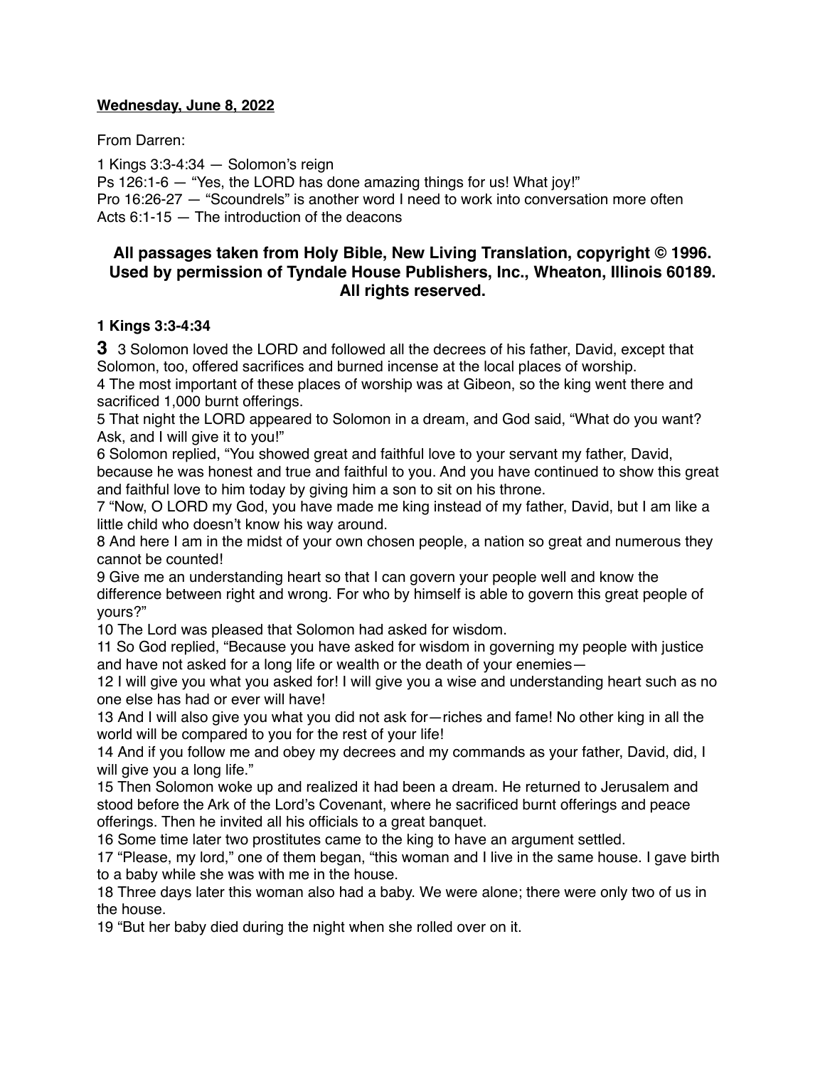**Wednesday, June 8, 2022**

From Darren:

1 Kings 3:3-4:34 — Solomon's reign
Ps 126:1-6 — "Yes, the LORD has done amazing things for us! What joy!"
Pro 16:26-27 — "Scoundrels" is another word I need to work into conversation more often
Acts 6:1-15 — The introduction of the deacons

### All passages taken from Holy Bible, New Living Translation, copyright © 1996. Used by permission of Tyndale House Publishers, Inc., Wheaton, Illinois 60189. All rights reserved.

**1 Kings 3:3-4:34**

**3** 3 Solomon loved the LORD and followed all the decrees of his father, David, except that Solomon, too, offered sacrifices and burned incense at the local places of worship.
4 The most important of these places of worship was at Gibeon, so the king went there and sacrificed 1,000 burnt offerings.
5 That night the LORD appeared to Solomon in a dream, and God said, "What do you want? Ask, and I will give it to you!"
6 Solomon replied, "You showed great and faithful love to your servant my father, David, because he was honest and true and faithful to you. And you have continued to show this great and faithful love to him today by giving him a son to sit on his throne.
7 "Now, O LORD my God, you have made me king instead of my father, David, but I am like a little child who doesn't know his way around.
8 And here I am in the midst of your own chosen people, a nation so great and numerous they cannot be counted!
9 Give me an understanding heart so that I can govern your people well and know the difference between right and wrong. For who by himself is able to govern this great people of yours?"
10 The Lord was pleased that Solomon had asked for wisdom.
11 So God replied, "Because you have asked for wisdom in governing my people with justice and have not asked for a long life or wealth or the death of your enemies—
12 I will give you what you asked for! I will give you a wise and understanding heart such as no one else has had or ever will have!
13 And I will also give you what you did not ask for—riches and fame! No other king in all the world will be compared to you for the rest of your life!
14 And if you follow me and obey my decrees and my commands as your father, David, did, I will give you a long life."
15 Then Solomon woke up and realized it had been a dream. He returned to Jerusalem and stood before the Ark of the Lord's Covenant, where he sacrificed burnt offerings and peace offerings. Then he invited all his officials to a great banquet.
16 Some time later two prostitutes came to the king to have an argument settled.
17 "Please, my lord," one of them began, "this woman and I live in the same house. I gave birth to a baby while she was with me in the house.
18 Three days later this woman also had a baby. We were alone; there were only two of us in the house.
19 "But her baby died during the night when she rolled over on it.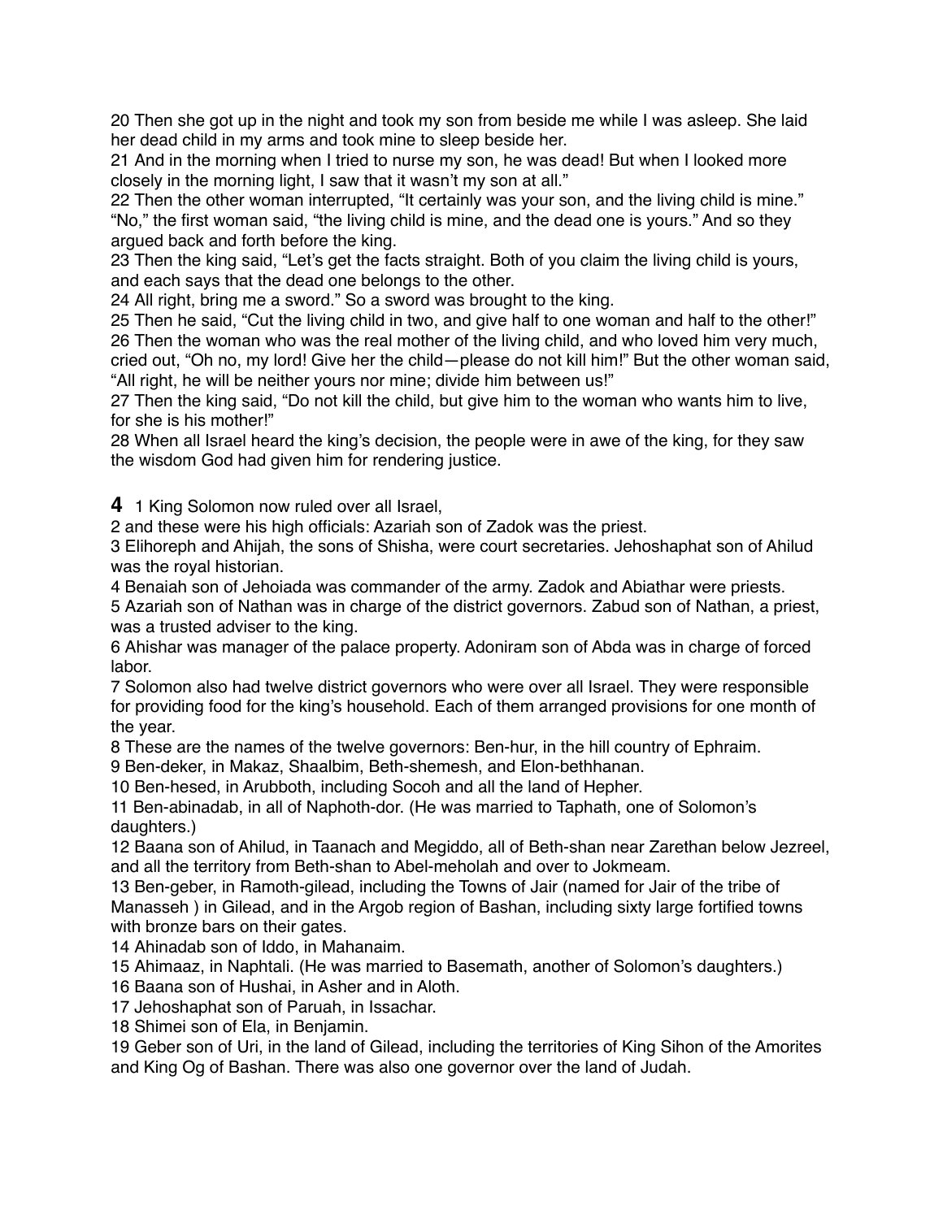20 Then she got up in the night and took my son from beside me while I was asleep. She laid her dead child in my arms and took mine to sleep beside her.
21 And in the morning when I tried to nurse my son, he was dead! But when I looked more closely in the morning light, I saw that it wasn't my son at all."
22 Then the other woman interrupted, "It certainly was your son, and the living child is mine." "No," the first woman said, "the living child is mine, and the dead one is yours." And so they argued back and forth before the king.
23 Then the king said, "Let's get the facts straight. Both of you claim the living child is yours, and each says that the dead one belongs to the other.
24 All right, bring me a sword." So a sword was brought to the king.
25 Then he said, "Cut the living child in two, and give half to one woman and half to the other!"
26 Then the woman who was the real mother of the living child, and who loved him very much, cried out, "Oh no, my lord! Give her the child—please do not kill him!" But the other woman said, "All right, he will be neither yours nor mine; divide him between us!"
27 Then the king said, "Do not kill the child, but give him to the woman who wants him to live, for she is his mother!"
28 When all Israel heard the king's decision, the people were in awe of the king, for they saw the wisdom God had given him for rendering justice.

**4** 1 King Solomon now ruled over all Israel,
2 and these were his high officials: Azariah son of Zadok was the priest.
3 Elihoreph and Ahijah, the sons of Shisha, were court secretaries. Jehoshaphat son of Ahilud was the royal historian.
4 Benaiah son of Jehoiada was commander of the army. Zadok and Abiathar were priests.
5 Azariah son of Nathan was in charge of the district governors. Zabud son of Nathan, a priest, was a trusted adviser to the king.
6 Ahishar was manager of the palace property. Adoniram son of Abda was in charge of forced labor.
7 Solomon also had twelve district governors who were over all Israel. They were responsible for providing food for the king's household. Each of them arranged provisions for one month of the year.
8 These are the names of the twelve governors: Ben-hur, in the hill country of Ephraim.
9 Ben-deker, in Makaz, Shaalbim, Beth-shemesh, and Elon-bethhanan.
10 Ben-hesed, in Arubboth, including Socoh and all the land of Hepher.
11 Ben-abinadab, in all of Naphoth-dor. (He was married to Taphath, one of Solomon's daughters.)
12 Baana son of Ahilud, in Taanach and Megiddo, all of Beth-shan near Zarethan below Jezreel, and all the territory from Beth-shan to Abel-meholah and over to Jokmeam.
13 Ben-geber, in Ramoth-gilead, including the Towns of Jair (named for Jair of the tribe of Manasseh ) in Gilead, and in the Argob region of Bashan, including sixty large fortified towns with bronze bars on their gates.
14 Ahinadab son of Iddo, in Mahanaim.
15 Ahimaaz, in Naphtali. (He was married to Basemath, another of Solomon's daughters.)
16 Baana son of Hushai, in Asher and in Aloth.
17 Jehoshaphat son of Paruah, in Issachar.
18 Shimei son of Ela, in Benjamin.
19 Geber son of Uri, in the land of Gilead, including the territories of King Sihon of the Amorites and King Og of Bashan. There was also one governor over the land of Judah.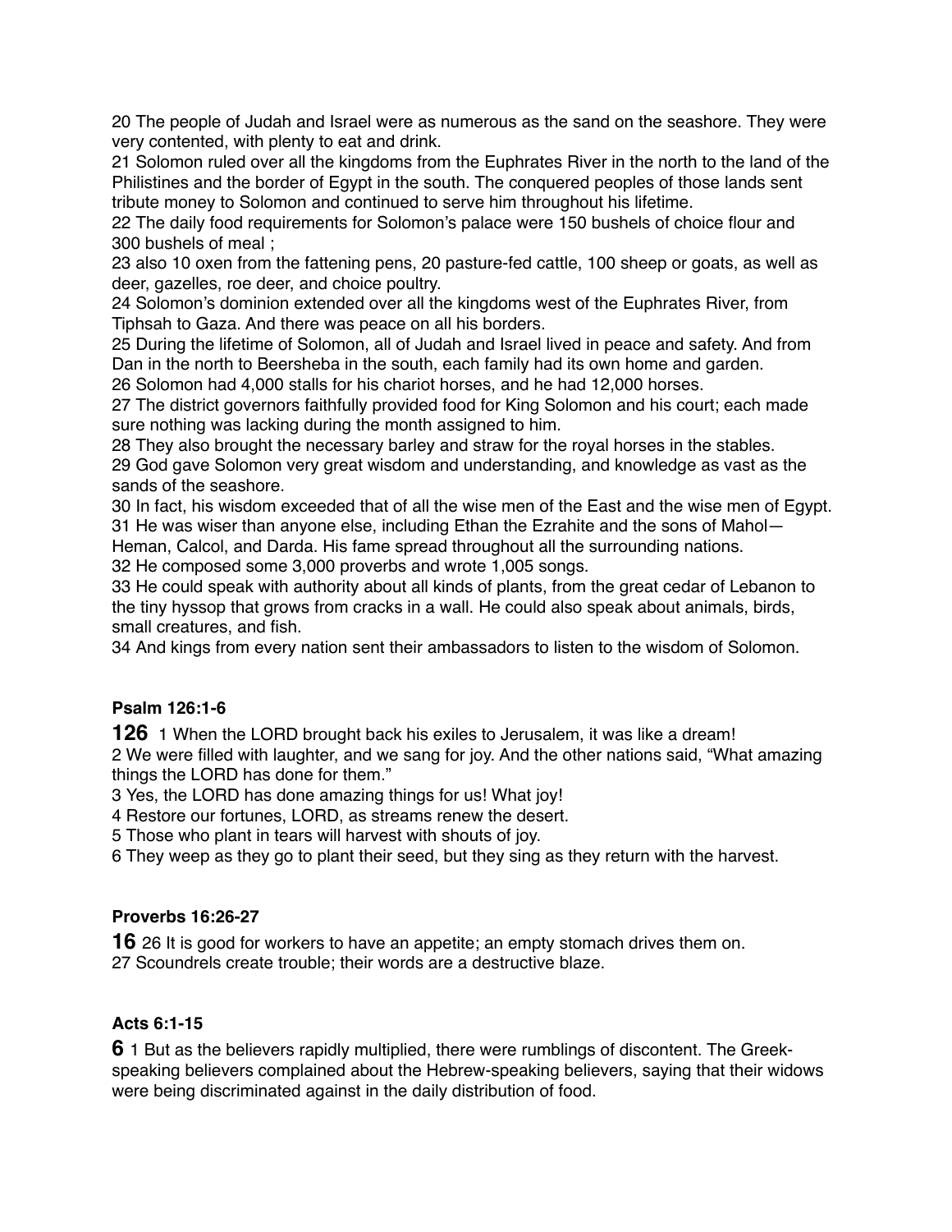20 The people of Judah and Israel were as numerous as the sand on the seashore. They were very contented, with plenty to eat and drink.
21 Solomon ruled over all the kingdoms from the Euphrates River in the north to the land of the Philistines and the border of Egypt in the south. The conquered peoples of those lands sent tribute money to Solomon and continued to serve him throughout his lifetime.
22 The daily food requirements for Solomon's palace were 150 bushels of choice flour and 300 bushels of meal ;
23 also 10 oxen from the fattening pens, 20 pasture-fed cattle, 100 sheep or goats, as well as deer, gazelles, roe deer, and choice poultry.
24 Solomon's dominion extended over all the kingdoms west of the Euphrates River, from Tiphsah to Gaza. And there was peace on all his borders.
25 During the lifetime of Solomon, all of Judah and Israel lived in peace and safety. And from Dan in the north to Beersheba in the south, each family had its own home and garden.
26 Solomon had 4,000 stalls for his chariot horses, and he had 12,000 horses.
27 The district governors faithfully provided food for King Solomon and his court; each made sure nothing was lacking during the month assigned to him.
28 They also brought the necessary barley and straw for the royal horses in the stables.
29 God gave Solomon very great wisdom and understanding, and knowledge as vast as the sands of the seashore.
30 In fact, his wisdom exceeded that of all the wise men of the East and the wise men of Egypt.
31 He was wiser than anyone else, including Ethan the Ezrahite and the sons of Mahol—Heman, Calcol, and Darda. His fame spread throughout all the surrounding nations.
32 He composed some 3,000 proverbs and wrote 1,005 songs.
33 He could speak with authority about all kinds of plants, from the great cedar of Lebanon to the tiny hyssop that grows from cracks in a wall. He could also speak about animals, birds, small creatures, and fish.
34 And kings from every nation sent their ambassadors to listen to the wisdom of Solomon.

**Psalm 126:1-6**

**126** 1 When the LORD brought back his exiles to Jerusalem, it was like a dream!
2 We were filled with laughter, and we sang for joy. And the other nations said, "What amazing things the LORD has done for them."
3 Yes, the LORD has done amazing things for us! What joy!
4 Restore our fortunes, LORD, as streams renew the desert.
5 Those who plant in tears will harvest with shouts of joy.
6 They weep as they go to plant their seed, but they sing as they return with the harvest.

**Proverbs 16:26-27**

**16** 26 It is good for workers to have an appetite; an empty stomach drives them on.
27 Scoundrels create trouble; their words are a destructive blaze.

**Acts 6:1-15**

**6** 1 But as the believers rapidly multiplied, there were rumblings of discontent. The Greek-speaking believers complained about the Hebrew-speaking believers, saying that their widows were being discriminated against in the daily distribution of food.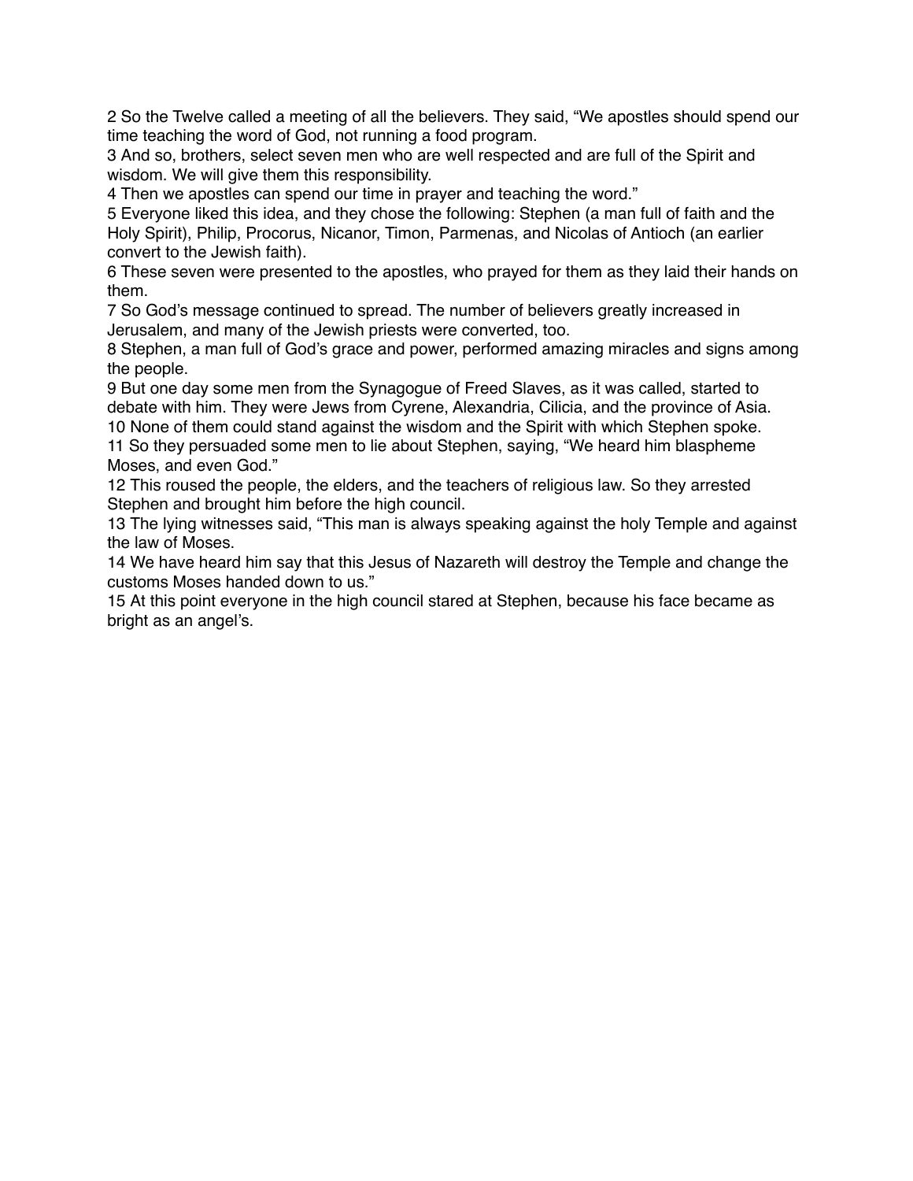2 So the Twelve called a meeting of all the believers. They said, “We apostles should spend our time teaching the word of God, not running a food program.

3 And so, brothers, select seven men who are well respected and are full of the Spirit and wisdom. We will give them this responsibility.

4 Then we apostles can spend our time in prayer and teaching the word.”

5 Everyone liked this idea, and they chose the following: Stephen (a man full of faith and the Holy Spirit), Philip, Procorus, Nicanor, Timon, Parmenas, and Nicolas of Antioch (an earlier convert to the Jewish faith).

6 These seven were presented to the apostles, who prayed for them as they laid their hands on them.

7 So God’s message continued to spread. The number of believers greatly increased in Jerusalem, and many of the Jewish priests were converted, too.

8 Stephen, a man full of God’s grace and power, performed amazing miracles and signs among the people.

9 But one day some men from the Synagogue of Freed Slaves, as it was called, started to debate with him. They were Jews from Cyrene, Alexandria, Cilicia, and the province of Asia.

10 None of them could stand against the wisdom and the Spirit with which Stephen spoke.

11 So they persuaded some men to lie about Stephen, saying, “We heard him blaspheme Moses, and even God.”

12 This roused the people, the elders, and the teachers of religious law. So they arrested Stephen and brought him before the high council.

13 The lying witnesses said, “This man is always speaking against the holy Temple and against the law of Moses.

14 We have heard him say that this Jesus of Nazareth will destroy the Temple and change the customs Moses handed down to us.”

15 At this point everyone in the high council stared at Stephen, because his face became as bright as an angel’s.